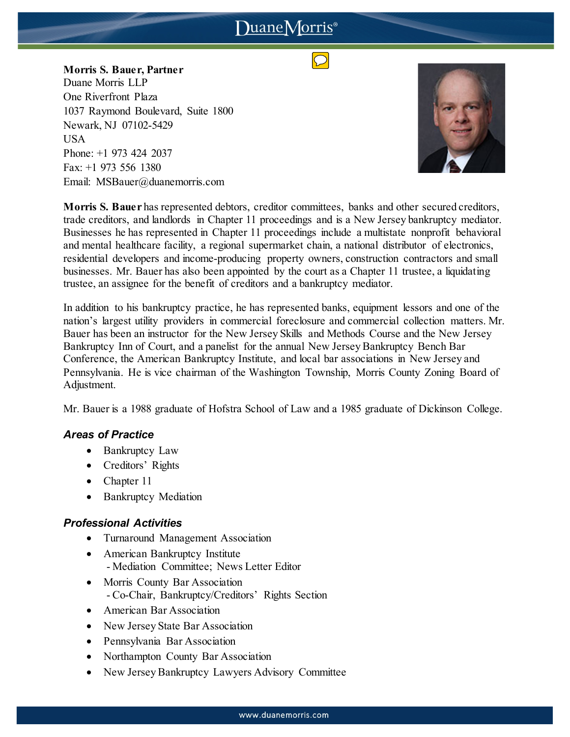**Morris S. Bauer, Partner**
Duane Morris LLP
One Riverfront Plaza
1037 Raymond Boulevard, Suite 1800
Newark, NJ 07102-5429
USA
Phone: +1 973 424 2037
Fax: +1 973 556 1380
Email: MSBauer@duanemorris.com

**Morris S. Bauer** has represented debtors, creditor committees, banks and other secured creditors, trade creditors, and landlords in Chapter 11 proceedings and is a New Jersey bankruptcy mediator. Businesses he has represented in Chapter 11 proceedings include a multistate nonprofit behavioral and mental healthcare facility, a regional supermarket chain, a national distributor of electronics, residential developers and income-producing property owners, construction contractors and small businesses. Mr. Bauer has also been appointed by the court as a Chapter 11 trustee, a liquidating trustee, an assignee for the benefit of creditors and a bankruptcy mediator.

In addition to his bankruptcy practice, he has represented banks, equipment lessors and one of the nation's largest utility providers in commercial foreclosure and commercial collection matters. Mr. Bauer has been an instructor for the New Jersey Skills and Methods Course and the New Jersey Bankruptcy Inn of Court, and a panelist for the annual New Jersey Bankruptcy Bench Bar Conference, the American Bankruptcy Institute, and local bar associations in New Jersey and Pennsylvania. He is vice chairman of the Washington Township, Morris County Zoning Board of Adjustment.

Mr. Bauer is a 1988 graduate of Hofstra School of Law and a 1985 graduate of Dickinson College.

### *Areas of Practice*

- Bankruptcy Law
- Creditors' Rights
- Chapter 11
- Bankruptcy Mediation

### *Professional Activities*

- Turnaround Management Association
- American Bankruptcy Institute
  - Mediation Committee; News Letter Editor
- Morris County Bar Association
  - Co-Chair, Bankruptcy/Creditors' Rights Section
- American Bar Association
- New Jersey State Bar Association
- Pennsylvania Bar Association
- Northampton County Bar Association
- New Jersey Bankruptcy Lawyers Advisory Committee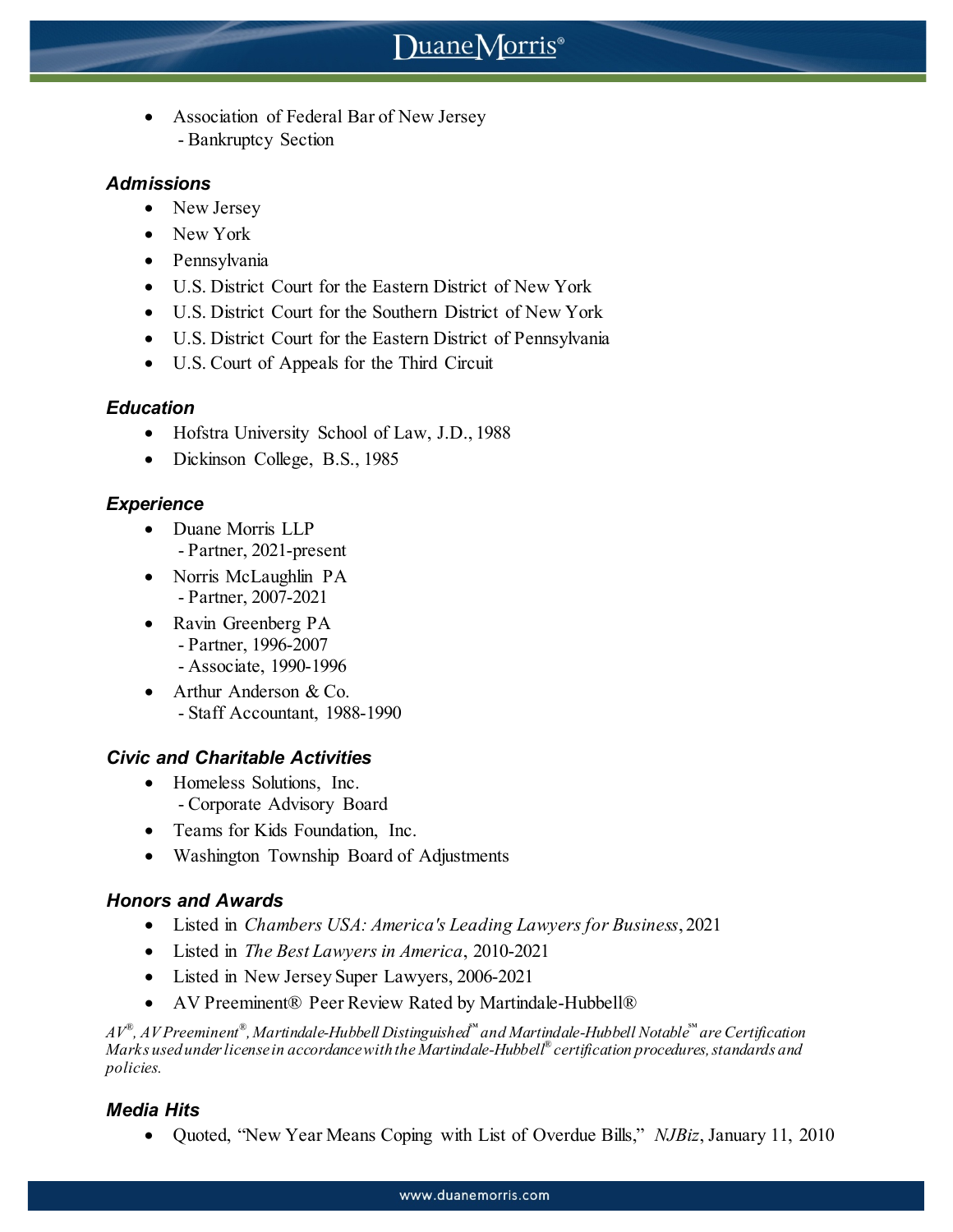- Association of Federal Bar of New Jersey
  - Bankruptcy Section

### *Admissions*

- New Jersey
- New York
- Pennsylvania
- U.S. District Court for the Eastern District of New York
- U.S. District Court for the Southern District of New York
- U.S. District Court for the Eastern District of Pennsylvania
- U.S. Court of Appeals for the Third Circuit

### *Education*

- Hofstra University School of Law, J.D., 1988
- Dickinson College, B.S., 1985

### *Experience*

- Duane Morris LLP
  - Partner, 2021-present
- Norris McLaughlin PA
  - Partner, 2007-2021
- Ravin Greenberg PA
  - Partner, 1996-2007
  - Associate, 1990-1996
- Arthur Anderson & Co.
  - Staff Accountant, 1988-1990

### *Civic and Charitable Activities*

- Homeless Solutions, Inc.
  - Corporate Advisory Board
- Teams for Kids Foundation, Inc.
- Washington Township Board of Adjustments

### *Honors and Awards*

- Listed in *Chambers USA: America's Leading Lawyers for Business*, 2021
- Listed in *The Best Lawyers in America*, 2010-2021
- Listed in New Jersey Super Lawyers, 2006-2021
- AV Preeminent® Peer Review Rated by Martindale-Hubbell®

*AV®, AV Preeminent®, Martindale-Hubbell Distinguished℠ and Martindale-Hubbell Notable℠ are Certification Marks used under license in accordance with the Martindale-Hubbell® certification procedures, standards and policies.*

### *Media Hits*

- Quoted, "New Year Means Coping with List of Overdue Bills," *NJBiz*, January 11, 2010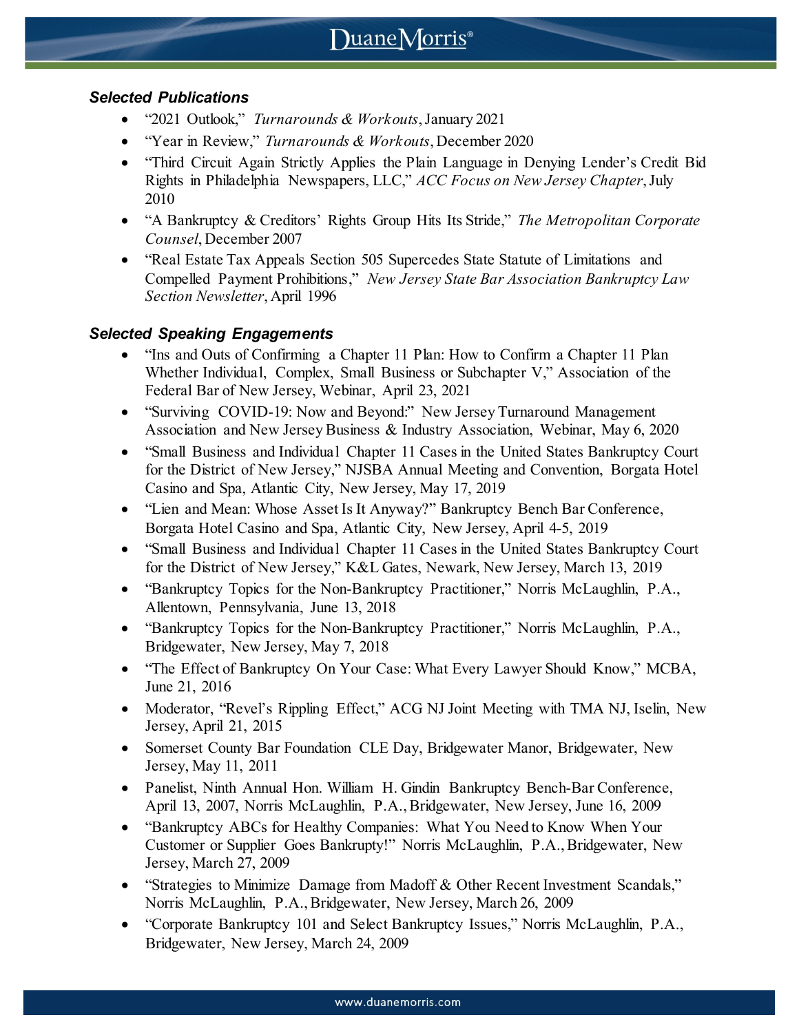### *Selected Publications*

- "2021 Outlook," *Turnarounds & Workouts*, January 2021
- "Year in Review," *Turnarounds & Workouts*, December 2020
- "Third Circuit Again Strictly Applies the Plain Language in Denying Lender's Credit Bid Rights in Philadelphia Newspapers, LLC," *ACC Focus on New Jersey Chapter*, July 2010
- "A Bankruptcy & Creditors' Rights Group Hits Its Stride," *The Metropolitan Corporate Counsel*, December 2007
- "Real Estate Tax Appeals Section 505 Supercedes State Statute of Limitations and Compelled Payment Prohibitions," *New Jersey State Bar Association Bankruptcy Law Section Newsletter*, April 1996

### *Selected Speaking Engagements*

- "Ins and Outs of Confirming a Chapter 11 Plan: How to Confirm a Chapter 11 Plan Whether Individual, Complex, Small Business or Subchapter V," Association of the Federal Bar of New Jersey, Webinar, April 23, 2021
- "Surviving COVID-19: Now and Beyond:" New Jersey Turnaround Management Association and New Jersey Business & Industry Association, Webinar, May 6, 2020
- "Small Business and Individual Chapter 11 Cases in the United States Bankruptcy Court for the District of New Jersey," NJSBA Annual Meeting and Convention, Borgata Hotel Casino and Spa, Atlantic City, New Jersey, May 17, 2019
- "Lien and Mean: Whose Asset Is It Anyway?" Bankruptcy Bench Bar Conference, Borgata Hotel Casino and Spa, Atlantic City, New Jersey, April 4-5, 2019
- "Small Business and Individual Chapter 11 Cases in the United States Bankruptcy Court for the District of New Jersey," K&L Gates, Newark, New Jersey, March 13, 2019
- "Bankruptcy Topics for the Non-Bankruptcy Practitioner," Norris McLaughlin, P.A., Allentown, Pennsylvania, June 13, 2018
- "Bankruptcy Topics for the Non-Bankruptcy Practitioner," Norris McLaughlin, P.A., Bridgewater, New Jersey, May 7, 2018
- "The Effect of Bankruptcy On Your Case: What Every Lawyer Should Know," MCBA, June 21, 2016
- Moderator, "Revel's Rippling Effect," ACG NJ Joint Meeting with TMA NJ, Iselin, New Jersey, April 21, 2015
- Somerset County Bar Foundation CLE Day, Bridgewater Manor, Bridgewater, New Jersey, May 11, 2011
- Panelist, Ninth Annual Hon. William H. Gindin Bankruptcy Bench-Bar Conference, April 13, 2007, Norris McLaughlin, P.A., Bridgewater, New Jersey, June 16, 2009
- "Bankruptcy ABCs for Healthy Companies: What You Need to Know When Your Customer or Supplier Goes Bankrupty!" Norris McLaughlin, P.A., Bridgewater, New Jersey, March 27, 2009
- "Strategies to Minimize Damage from Madoff & Other Recent Investment Scandals," Norris McLaughlin, P.A., Bridgewater, New Jersey, March 26, 2009
- "Corporate Bankruptcy 101 and Select Bankruptcy Issues," Norris McLaughlin, P.A., Bridgewater, New Jersey, March 24, 2009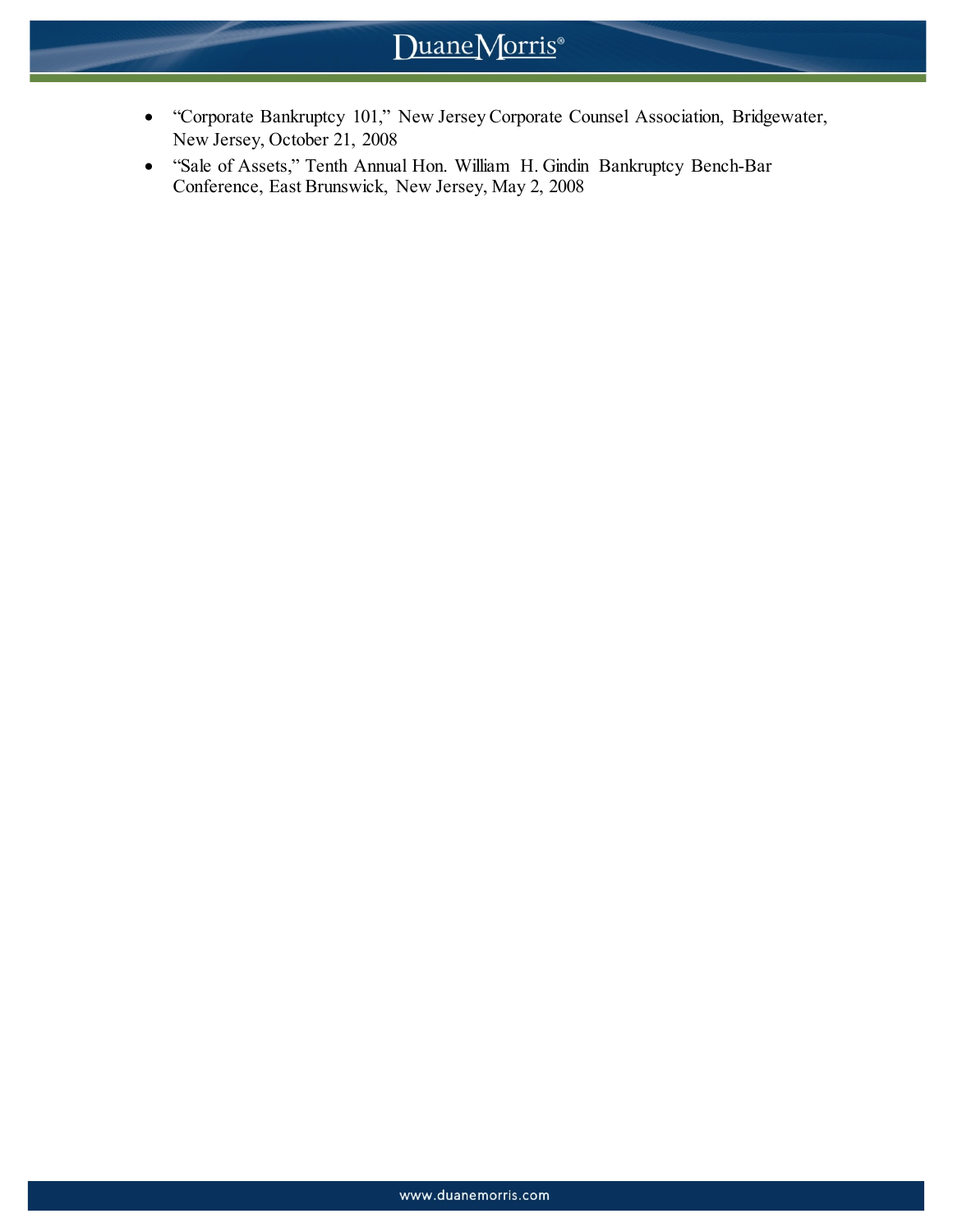- "Corporate Bankruptcy 101," New Jersey Corporate Counsel Association, Bridgewater, New Jersey, October 21, 2008
- "Sale of Assets," Tenth Annual Hon. William H. Gindin Bankruptcy Bench-Bar Conference, East Brunswick, New Jersey, May 2, 2008